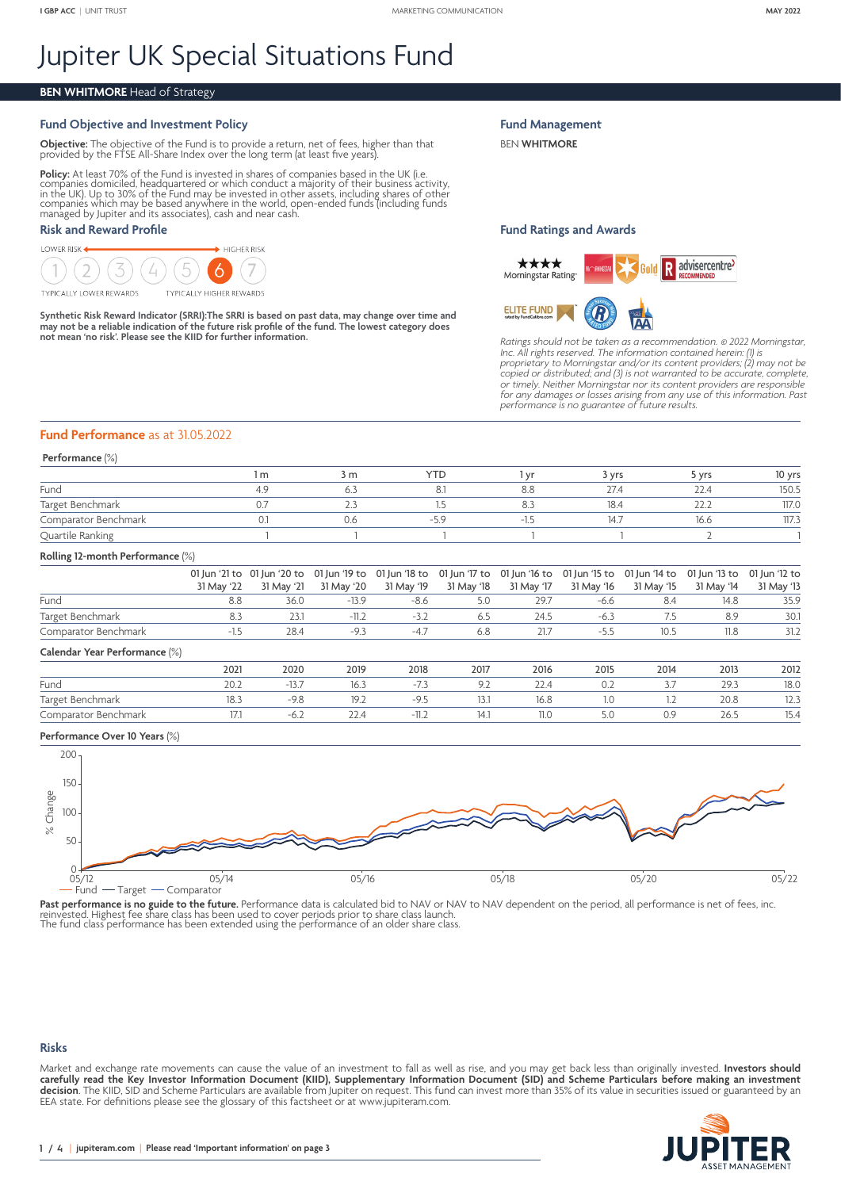I GBP ACC | UNIT TRUST

MARKETING COMMUNICATION

MAY 2022

# Jupiter UK Special Situations Fund

**BEN WHITMORE** Head of Strategy

## Fund Objective and Investment Policy

**Objective:** The objective of the Fund is to provide a return, net of fees, higher than that provided by the FTSE All-Share Index over the long term (at least five years).

**Policy:** At least 70% of the Fund is invested in shares of companies based in the UK (i.e. companies domiciled, headquartered or which conduct a majority of their business activity, in the UK). Up to 30% of the Fund may be invested in other assets, including shares of other companies which may be based anywhere in the world, open-ended funds (including funds managed by Jupiter and its associates), cash and near cash.

## Risk and Reward Profile

LOWER RISK — HIGHER RISK

1 2 3 4 5 **6** 7

TYPICALLY LOWER REWARDS — TYPICALLY HIGHER REWARDS

**Synthetic Risk Reward Indicator (SRRI):The SRRI is based on past data, may change over time and may not be a reliable indication of the future risk profile of the fund. The lowest category does not mean 'no risk'. Please see the KIID for further information.**

## Fund Management

BEN **WHITMORE**

## Fund Ratings and Awards

★★★★ Morningstar Rating™

*Ratings should not be taken as a recommendation. © 2022 Morningstar, Inc. All rights reserved. The information contained herein: (1) is proprietary to Morningstar and/or its content providers; (2) may not be copied or distributed; and (3) is not warranted to be accurate, complete, or timely. Neither Morningstar nor its content providers are responsible for any damages or losses arising from any use of this information. Past performance is no guarantee of future results.*

## Fund Performance as at 31.05.2022

**Performance** (%)

| | 1 m | 3 m | YTD | 1 yr | 3 yrs | 5 yrs | 10 yrs |
|---|---|---|---|---|---|---|---|
| Fund | 4.9 | 6.3 | 8.1 | 8.8 | 27.4 | 22.4 | 150.5 |
| Target Benchmark | 0.7 | 2.3 | 1.5 | 8.3 | 18.4 | 22.2 | 117.0 |
| Comparator Benchmark | 0.1 | 0.6 | -5.9 | -1.5 | 14.7 | 16.6 | 117.3 |
| Quartile Ranking | 1 | 1 | 1 | 1 | 1 | 2 | 1 |

**Rolling 12-month Performance** (%)

| | 01 Jun '21 to 31 May '22 | 01 Jun '20 to 31 May '21 | 01 Jun '19 to 31 May '20 | 01 Jun '18 to 31 May '19 | 01 Jun '17 to 31 May '18 | 01 Jun '16 to 31 May '17 | 01 Jun '15 to 31 May '16 | 01 Jun '14 to 31 May '15 | 01 Jun '13 to 31 May '14 | 01 Jun '12 to 31 May '13 |
|---|---|---|---|---|---|---|---|---|---|---|
| Fund | 8.8 | 36.0 | -13.9 | -8.6 | 5.0 | 29.7 | -6.6 | 8.4 | 14.8 | 35.9 |
| Target Benchmark | 8.3 | 23.1 | -11.2 | -3.2 | 6.5 | 24.5 | -6.3 | 7.5 | 8.9 | 30.1 |
| Comparator Benchmark | -1.5 | 28.4 | -9.3 | -4.7 | 6.8 | 21.7 | -5.5 | 10.5 | 11.8 | 31.2 |

**Calendar Year Performance** (%)

| | 2021 | 2020 | 2019 | 2018 | 2017 | 2016 | 2015 | 2014 | 2013 | 2012 |
|---|---|---|---|---|---|---|---|---|---|---|
| Fund | 20.2 | -13.7 | 16.3 | -7.3 | 9.2 | 22.4 | 0.2 | 3.7 | 29.3 | 18.0 |
| Target Benchmark | 18.3 | -9.8 | 19.2 | -9.5 | 13.1 | 16.8 | 1.0 | 1.2 | 20.8 | 12.3 |
| Comparator Benchmark | 17.1 | -6.2 | 22.4 | -11.2 | 14.1 | 11.0 | 5.0 | 0.9 | 26.5 | 15.4 |

**Performance Over 10 Years** (%)

— Fund — Target — Comparator

**Past performance is no guide to the future.** Performance data is calculated bid to NAV or NAV to NAV dependent on the period, all performance is net of fees, inc. reinvested. Highest fee share class has been used to cover periods prior to share class launch.
The fund class performance has been extended using the performance of an older share class.

## Risks

Market and exchange rate movements can cause the value of an investment to fall as well as rise, and you may get back less than originally invested. **Investors should carefully read the Key Investor Information Document (KIID), Supplementary Information Document (SID) and Scheme Particulars before making an investment decision.** The KIID, SID and Scheme Particulars are available from Jupiter on request. This fund can invest more than 35% of its value in securities issued or guaranteed by an EEA state. For definitions please see the glossary of this factsheet or at www.jupiteram.com.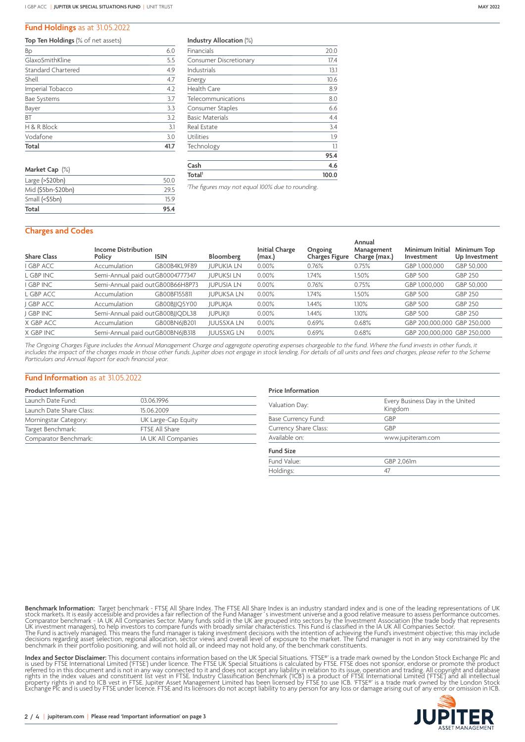## Fund Holdings as at 31.05.2022

### Top Ten Holdings (% of net assets)

| Top Ten Holdings | % |
|---|---|
| Bp | 6.0 |
| GlaxoSmithKline | 5.5 |
| Standard Chartered | 4.9 |
| Shell | 4.7 |
| Imperial Tobacco | 4.2 |
| Bae Systems | 3.7 |
| Bayer | 3.3 |
| BT | 3.2 |
| H & R Block | 3.1 |
| Vodafone | 3.0 |
| **Total** | **41.7** |

### Industry Allocation (%)

| Industry | % |
|---|---|
| Financials | 20.0 |
| Consumer Discretionary | 17.4 |
| Industrials | 13.1 |
| Energy | 10.6 |
| Health Care | 8.9 |
| Telecommunications | 8.0 |
| Consumer Staples | 6.6 |
| Basic Materials | 4.4 |
| Real Estate | 3.4 |
| Utilities | 1.9 |
| Technology | 1.1 |
| | **95.4** |
| **Cash** | **4.6** |
| **Total**[1] | **100.0** |

[1]*The figures may not equal 100% due to rounding.*

### Market Cap (%)

| Market Cap | % |
|---|---|
| Large (>$20bn) | 50.0 |
| Mid ($5bn-$20bn) | 29.5 |
| Small (<$5bn) | 15.9 |
| **Total** | **95.4** |

## Charges and Codes

| Share Class | Income Distribution Policy | ISIN | Bloomberg | Initial Charge (max.) | Ongoing Charges Figure | Annual Management Charge (max.) | Minimum Initial Investment | Minimum Top Up Investment |
|---|---|---|---|---|---|---|---|---|
| I GBP ACC | Accumulation | GB00B4KL9F89 | JUPUKIA LN | 0.00% | 0.76% | 0.75% | GBP 1,000,000 | GBP 50,000 |
| L GBP INC | Semi-Annual paid out | GB0004777347 | JUPUKSI LN | 0.00% | 1.74% | 1.50% | GBP 500 | GBP 250 |
| I GBP INC | Semi-Annual paid out | GB00B66H8P73 | JUPUSIA LN | 0.00% | 0.76% | 0.75% | GBP 1,000,000 | GBP 50,000 |
| L GBP ACC | Accumulation | GB00BF155811 | JUPUKSA LN | 0.00% | 1.74% | 1.50% | GBP 500 | GBP 250 |
| J GBP ACC | Accumulation | GB00BJJQ5Y00 | JUPUKJA | 0.00% | 1.44% | 1.10% | GBP 500 | GBP 250 |
| J GBP INC | Semi-Annual paid out | GB00BJJQDL38 | JUPUKJI | 0.00% | 1.44% | 1.10% | GBP 500 | GBP 250 |
| X GBP ACC | Accumulation | GB00BN6JB201 | JUUSSXA LN | 0.00% | 0.69% | 0.68% | GBP 200,000,000 | GBP 250,000 |
| X GBP INC | Semi-Annual paid out | GB00BN6JB318 | JUUSSXG LN | 0.00% | 0.69% | 0.68% | GBP 200,000,000 | GBP 250,000 |

*The Ongoing Charges Figure includes the Annual Management Charge and aggregate operating expenses chargeable to the fund. Where the fund invests in other funds, it includes the impact of the charges made in those other funds. Jupiter does not engage in stock lending. For details of all units and fees and charges, please refer to the Scheme Particulars and Annual Report for each financial year.*

## Fund Information as at 31.05.2022

### Product Information

| | |
|---|---|
| Launch Date Fund: | 03.06.1996 |
| Launch Date Share Class: | 15.06.2009 |
| Morningstar Category: | UK Large-Cap Equity |
| Target Benchmark: | FTSE All Share |
| Comparator Benchmark: | IA UK All Companies |

### Price Information

| | |
|---|---|
| Valuation Day: | Every Business Day in the United Kingdom |
| Base Currency Fund: | GBP |
| Currency Share Class: | GBP |
| Available on: | www.jupiteram.com |

### Fund Size

| | |
|---|---|
| Fund Value: | GBP 2,061m |
| Holdings: | 47 |

**Benchmark Information:** Target benchmark - FTSE All Share Index. The FTSE All Share Index is an industry standard index and is one of the leading representations of UK stock markets. It is easily accessible and provides a fair reflection of the Fund Manager´s investment universe and a good relative measure to assess performance outcomes. Comparator benchmark - IA UK All Companies Sector. Many funds sold in the UK are grouped into sectors by the Investment Association (the trade body that represents UK investment managers), to help investors to compare funds with broadly similar characteristics. This Fund is classified in the IA UK All Companies Sector.
The Fund is actively managed. This means the fund manager is taking investment decisions with the intention of achieving the Fund's investment objective; this may include decisions regarding asset selection, regional allocation, sector views and overall level of exposure to the market. The fund manager is not in any way constrained by the benchmark in their portfolio positioning, and will not hold all, or indeed may not hold any, of the benchmark constituents.

**Index and Sector Disclaimer:** This document contains information based on the UK Special Situations. 'FTSE®' is a trade mark owned by the London Stock Exchange Plc and is used by FTSE International Limited ('FTSE') under licence. The FTSE UK Special Situations is calculated by FTSE. FTSE does not sponsor, endorse or promote the product referred to in this document and is not in any way connected to it and does not accept any liability in relation to its issue, operation and trading. All copyright and database rights in the index values and constituent list vest in FTSE. Industry Classification Benchmark ('ICB') is a product of FTSE International Limited ('FTSE') and all intellectual property rights in and to ICB vest in FTSE. Jupiter Asset Management Limited has been licensed by FTSE to use ICB. 'FTSE®' is a trade mark owned by the London Stock Exchange Plc and is used by FTSE under licence. FTSE and its licensors do not accept liability to any person for any loss or damage arising out of any error or omission in ICB.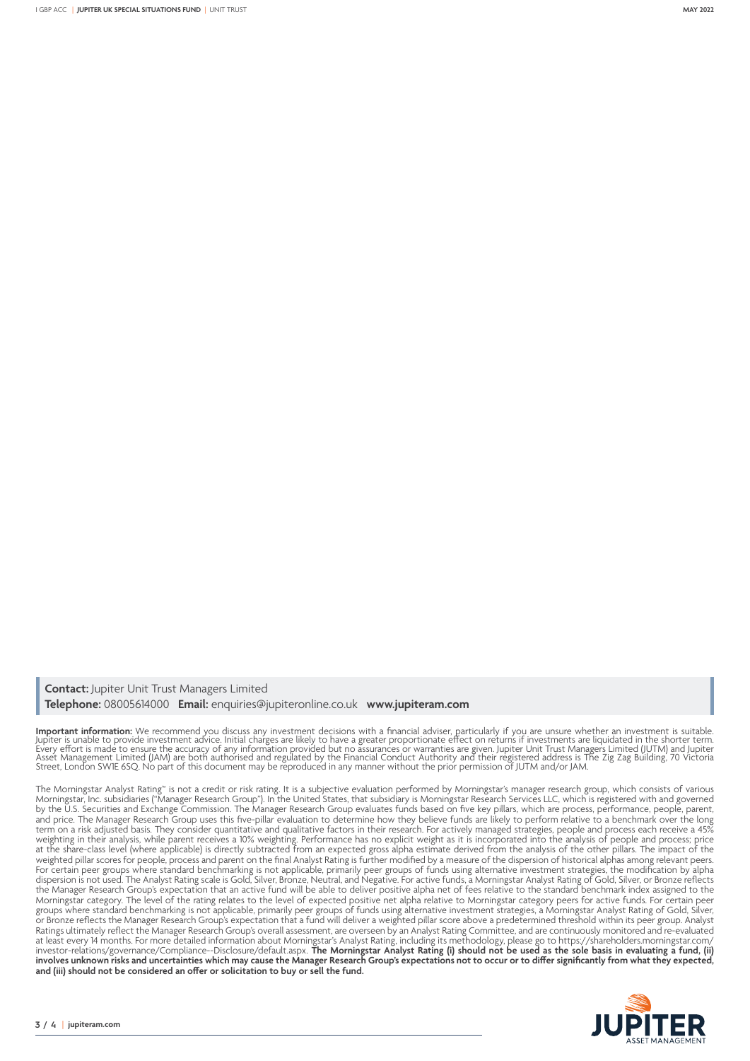**Contact:** Jupiter Unit Trust Managers Limited
**Telephone:** 08005614000 **Email:** enquiries@jupiteronline.co.uk **www.jupiteram.com**

**Important information:** We recommend you discuss any investment decisions with a financial adviser, particularly if you are unsure whether an investment is suitable. Jupiter is unable to provide investment advice. Initial charges are likely to have a greater proportionate effect on returns if investments are liquidated in the shorter term. Every effort is made to ensure the accuracy of any information provided but no assurances or warranties are given. Jupiter Unit Trust Managers Limited (JUTM) and Jupiter Asset Management Limited (JAM) are both authorised and regulated by the Financial Conduct Authority and their registered address is The Zig Zag Building, 70 Victoria Street, London SW1E 6SQ. No part of this document may be reproduced in any manner without the prior permission of JUTM and/or JAM.

The Morningstar Analyst Rating™ is not a credit or risk rating. It is a subjective evaluation performed by Morningstar's manager research group, which consists of various Morningstar, Inc. subsidiaries ("Manager Research Group"). In the United States, that subsidiary is Morningstar Research Services LLC, which is registered with and governed by the U.S. Securities and Exchange Commission. The Manager Research Group evaluates funds based on five key pillars, which are process, performance, people, parent, and price. The Manager Research Group uses this five-pillar evaluation to determine how they believe funds are likely to perform relative to a benchmark over the long term on a risk adjusted basis. They consider quantitative and qualitative factors in their research. For actively managed strategies, people and process each receive a 45% weighting in their analysis, while parent receives a 10% weighting. Performance has no explicit weight as it is incorporated into the analysis of people and process; price at the share-class level (where applicable) is directly subtracted from an expected gross alpha estimate derived from the analysis of the other pillars. The impact of the weighted pillar scores for people, process and parent on the final Analyst Rating is further modified by a measure of the dispersion of historical alphas among relevant peers. For certain peer groups where standard benchmarking is not applicable, primarily peer groups of funds using alternative investment strategies, the modification by alpha dispersion is not used. The Analyst Rating scale is Gold, Silver, Bronze, Neutral, and Negative. For active funds, a Morningstar Analyst Rating of Gold, Silver, or Bronze reflects the Manager Research Group's expectation that an active fund will be able to deliver positive alpha net of fees relative to the standard benchmark index assigned to the Morningstar category. The level of the rating relates to the level of expected positive net alpha relative to Morningstar category peers for active funds. For certain peer groups where standard benchmarking is not applicable, primarily peer groups of funds using alternative investment strategies, a Morningstar Analyst Rating of Gold, Silver, or Bronze reflects the Manager Research Group's expectation that a fund will deliver a weighted pillar score above a predetermined threshold within its peer group. Analyst Ratings ultimately reflect the Manager Research Group's overall assessment, are overseen by an Analyst Rating Committee, and are continuously monitored and re-evaluated at least every 14 months. For more detailed information about Morningstar's Analyst Rating, including its methodology, please go to https://shareholders.morningstar.com/investor-relations/governance/Compliance--Disclosure/default.aspx. **The Morningstar Analyst Rating (i) should not be used as the sole basis in evaluating a fund, (ii) involves unknown risks and uncertainties which may cause the Manager Research Group's expectations not to occur or to differ significantly from what they expected, and (iii) should not be considered an offer or solicitation to buy or sell the fund.**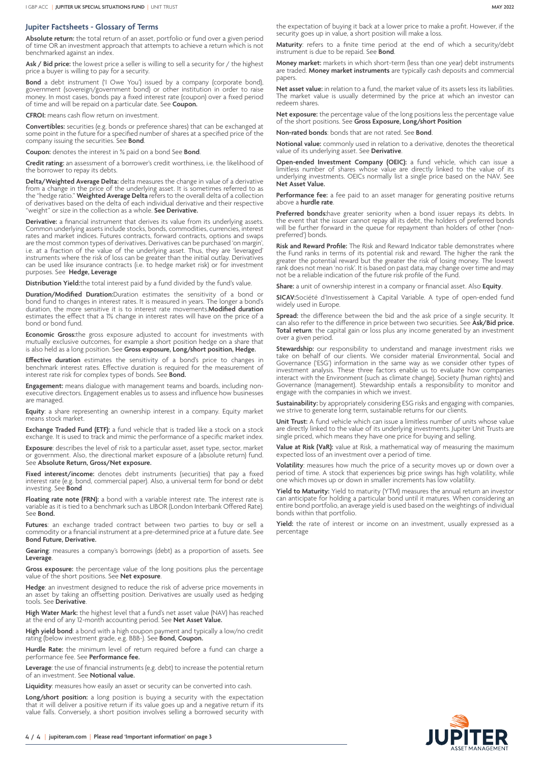## Jupiter Factsheets - Glossary of Terms

**Absolute return:** the total return of an asset, portfolio or fund over a given period of time OR an investment approach that attempts to achieve a return which is not benchmarked against an index.

**Ask / Bid price:** the lowest price a seller is willing to sell a security for / the highest price a buyer is willing to pay for a security.

**Bond** a debt instrument ('I Owe You') issued by a company (corporate bond), government (sovereign/government bond) or other institution in order to raise money. In most cases, bonds pay a fixed interest rate (coupon) over a fixed period of time and will be repaid on a particular date. See **Coupon.**

**CFROI:** means cash flow return on investment.

**Convertibles:** securities (e.g. bonds or preference shares) that can be exchanged at some point in the future for a specified number of shares at a specified price of the company issuing the securities. See **Bond**.

**Coupon:** denotes the interest in % paid on a bond See **Bond**.

**Credit rating:** an assessment of a borrower's credit worthiness, i.e. the likelihood of the borrower to repay its debts.

**Delta/Weighted Average Delta:** delta measures the change in value of a derivative from a change in the price of the underlying asset. It is sometimes referred to as the "hedge ratio." **Weighted Average Delta** refers to the overall delta of a collection of derivatives based on the delta of each individual derivative and their respective "weight" or size in the collection as a whole. **See Derivative.**

**Derivative:** a financial instrument that derives its value from its underlying assets. Common underlying assets include stocks, bonds, commodities, currencies, interest rates and market indices. Futures contracts, forward contracts, options and swaps are the most common types of derivatives. Derivatives can be purchased 'on margin', i.e. at a fraction of the value of the underlying asset. Thus, they are 'leveraged' instruments where the risk of loss can be greater than the initial outlay. Derivatives can be used like insurance contracts (i.e. to hedge market risk) or for investment purposes. See **Hedge, Leverage**

**Distribution Yield:**the total interest paid by a fund divided by the fund's value.

**Duration/Modified Duration:**Duration estimates the sensitivity of a bond or bond fund to changes in interest rates. It is measured in years. The longer a bond's duration, the more sensitive it is to interest rate movements.**Modified duration** estimates the effect that a 1% change in interest rates will have on the price of a bond or bond fund.

**Economic Gross:**the gross exposure adjusted to account for investments with mutually exclusive outcomes, for example a short position hedge on a share that is also held as a long position. See **Gross exposure, Long/short position, Hedge.**

**Effective duration** estimates the sensitivity of a bond's price to changes in benchmark interest rates. Effective duration is required for the measurement of interest rate risk for complex types of bonds. See **Bond.**

**Engagement:** means dialogue with management teams and boards, including non-executive directors. Engagement enables us to assess and influence how businesses are managed.

**Equity**: a share representing an ownership interest in a company. Equity market means stock market.

**Exchange Traded Fund (ETF):** a fund vehicle that is traded like a stock on a stock exchange. It is used to track and mimic the performance of a specific market index.

**Exposure**: describes the level of risk to a particular asset, asset type, sector, market or government. Also, the directional market exposure of a (absolute return) fund. See **Absolute Return, Gross/Net exposure.**

**Fixed interest/income:** denotes debt instruments (securities) that pay a fixed interest rate (e.g. bond, commercial paper). Also, a universal term for bond or debt investing. See **Bond**

**Floating rate note (FRN):** a bond with a variable interest rate. The interest rate is variable as it is tied to a benchmark such as LIBOR (London Interbank Offered Rate). See **Bond.**

**Futures**: an exchange traded contract between two parties to buy or sell a commodity or a financial instrument at a pre-determined price at a future date. See **Bond Future, Derivative.**

**Gearing**: measures a company's borrowings (debt) as a proportion of assets. See **Leverage**.

**Gross exposure:** the percentage value of the long positions plus the percentage value of the short positions. See **Net exposure**.

**Hedge**: an investment designed to reduce the risk of adverse price movements in an asset by taking an offsetting position. Derivatives are usually used as hedging tools. See **Derivative**.

**High Water Mark:** the highest level that a fund's net asset value (NAV) has reached at the end of any 12-month accounting period. See **Net Asset Value.**

**High yield bond**: a bond with a high coupon payment and typically a low/no credit rating (below investment grade, e.g. BBB-). See **Bond, Coupon.**

**Hurdle Rate:** the minimum level of return required before a fund can charge a performance fee. See **Performance fee.**

**Leverage**: the use of financial instruments (e.g. debt) to increase the potential return of an investment. See **Notional value.**

**Liquidity**: measures how easily an asset or security can be converted into cash.

**Long/short position:** a long position is buying a security with the expectation that it will deliver a positive return if its value goes up and a negative return if its value falls. Conversely, a short position involves selling a borrowed security with the expectation of buying it back at a lower price to make a profit. However, if the security goes up in value, a short position will make a loss.

**Maturity**: refers to a finite time period at the end of which a security/debt instrument is due to be repaid. See **Bond**.

**Money market:** markets in which short-term (less than one year) debt instruments are traded. **Money market instruments** are typically cash deposits and commercial papers.

**Net asset value:** in relation to a fund, the market value of its assets less its liabilities. The market value is usually determined by the price at which an investor can redeem shares.

**Net exposure:** the percentage value of the long positions less the percentage value of the short positions. See **Gross Exposure, Long/short Position**

**Non-rated bonds**: bonds that are not rated. See **Bond**.

**Notional value:** commonly used in relation to a derivative, denotes the theoretical value of its underlying asset. See **Derivative**.

**Open-ended Investment Company (OEIC):** a fund vehicle, which can issue a limitless number of shares whose value are directly linked to the value of its underlying investments. OEICs normally list a single price based on the NAV. See **Net Asset Value.**

**Performance fee:** a fee paid to an asset manager for generating positive returns above a **hurdle rate**.

**Preferred bonds:**have greater seniority when a bond issuer repays its debts. In the event that the issuer cannot repay all its debt, the holders of preferred bonds will be further forward in the queue for repayment than holders of other ('non-preferred') bonds.

**Risk and Reward Profile:** The Risk and Reward Indicator table demonstrates where the Fund ranks in terms of its potential risk and reward. The higher the rank the greater the potential reward but the greater the risk of losing money. The lowest rank does not mean 'no risk'. It is based on past data, may change over time and may not be a reliable indication of the future risk profile of the Fund.

**Share:** a unit of ownership interest in a company or financial asset. Also **Equity**.

**SICAV:**Société d'Investissement à Capital Variable. A type of open-ended fund widely used in Europe.

**Spread:** the difference between the bid and the ask price of a single security. It can also refer to the difference in price between two securities. See **Ask/Bid price.**
**Total return**: the capital gain or loss plus any income generated by an investment over a given period.

**Stewardship:** our responsibility to understand and manage investment risks we take on behalf of our clients. We consider material Environmental, Social and Governance ('ESG') information in the same way as we consider other types of investment analysis. These three factors enable us to evaluate how companies interact with the Environment (such as climate change), Society (human rights) and Governance (management). Stewardship entails a responsibility to monitor and engage with the companies in which we invest.

**Sustainability:** by appropriately considering ESG risks and engaging with companies, we strive to generate long term, sustainable returns for our clients.

**Unit Trust:** A fund vehicle which can issue a limitless number of units whose value are directly linked to the value of its underlying investments. Jupiter Unit Trusts are single priced, which means they have one price for buying and selling.

**Value at Risk (VaR):** value at Risk, a mathematical way of measuring the maximum expected loss of an investment over a period of time.

**Volatility**: measures how much the price of a security moves up or down over a period of time. A stock that experiences big price swings has high volatility, while one which moves up or down in smaller increments has low volatility.

**Yield to Maturity:** Yield to maturity (YTM) measures the annual return an investor can anticipate for holding a particular bond until it matures. When considering an entire bond portfolio, an average yield is used based on the weightings of individual bonds within that portfolio.

**Yield:** the rate of interest or income on an investment, usually expressed as a percentage